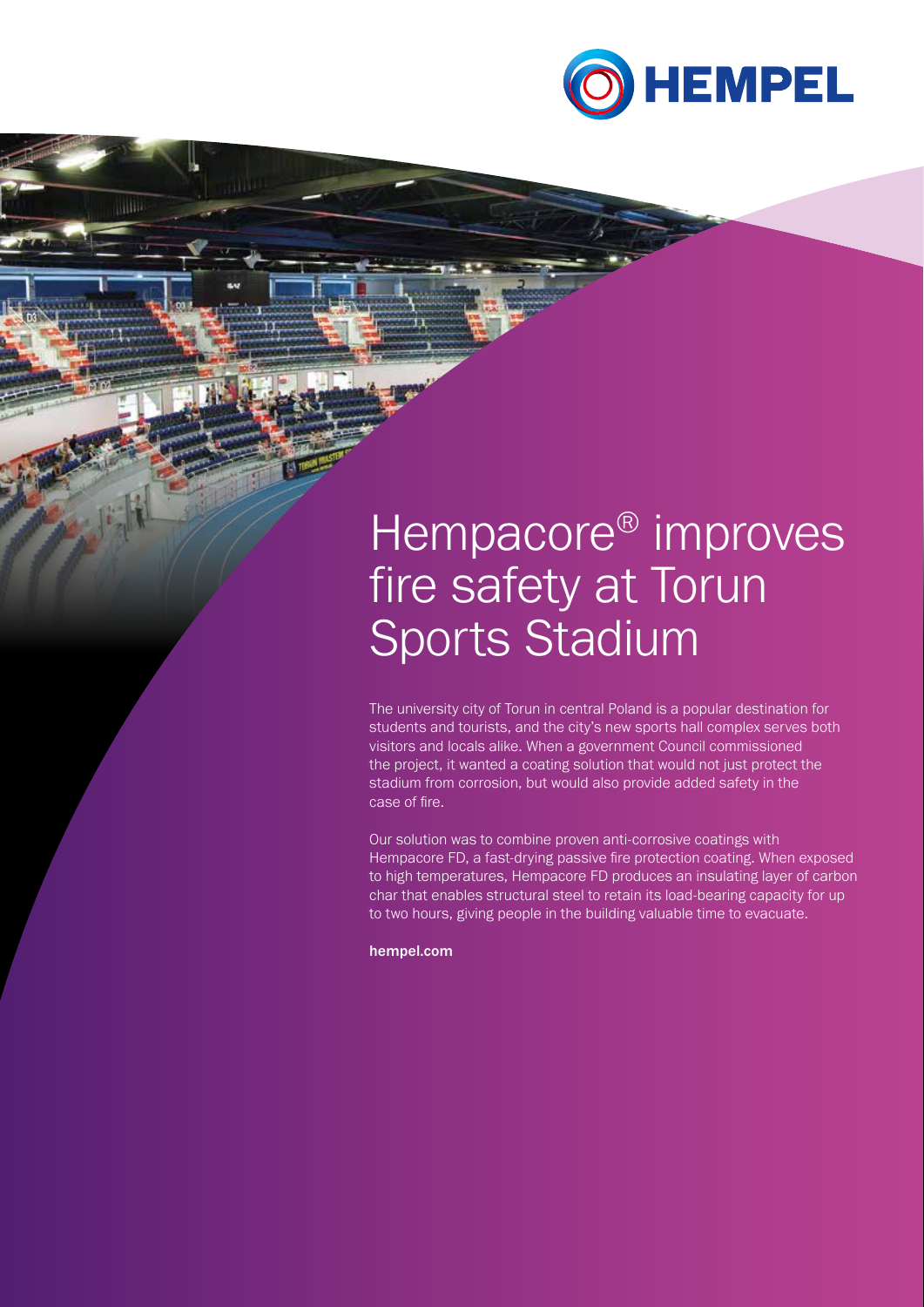HEMPEL

# Hempacore® improves fire safety at Torun Sports Stadium

The university city of Torun in central Poland is a popular destination for students and tourists, and the city's new sports hall complex serves both visitors and locals alike. When a government Council commissioned the project, it wanted a coating solution that would not just protect the stadium from corrosion, but would also provide added safety in the case of fire.

Our solution was to combine proven anti-corrosive coatings with Hempacore FD, a fast-drying passive fire protection coating. When exposed to high temperatures, Hempacore FD produces an insulating layer of carbon char that enables structural steel to retain its load-bearing capacity for up to two hours, giving people in the building valuable time to evacuate.

**hempel.com**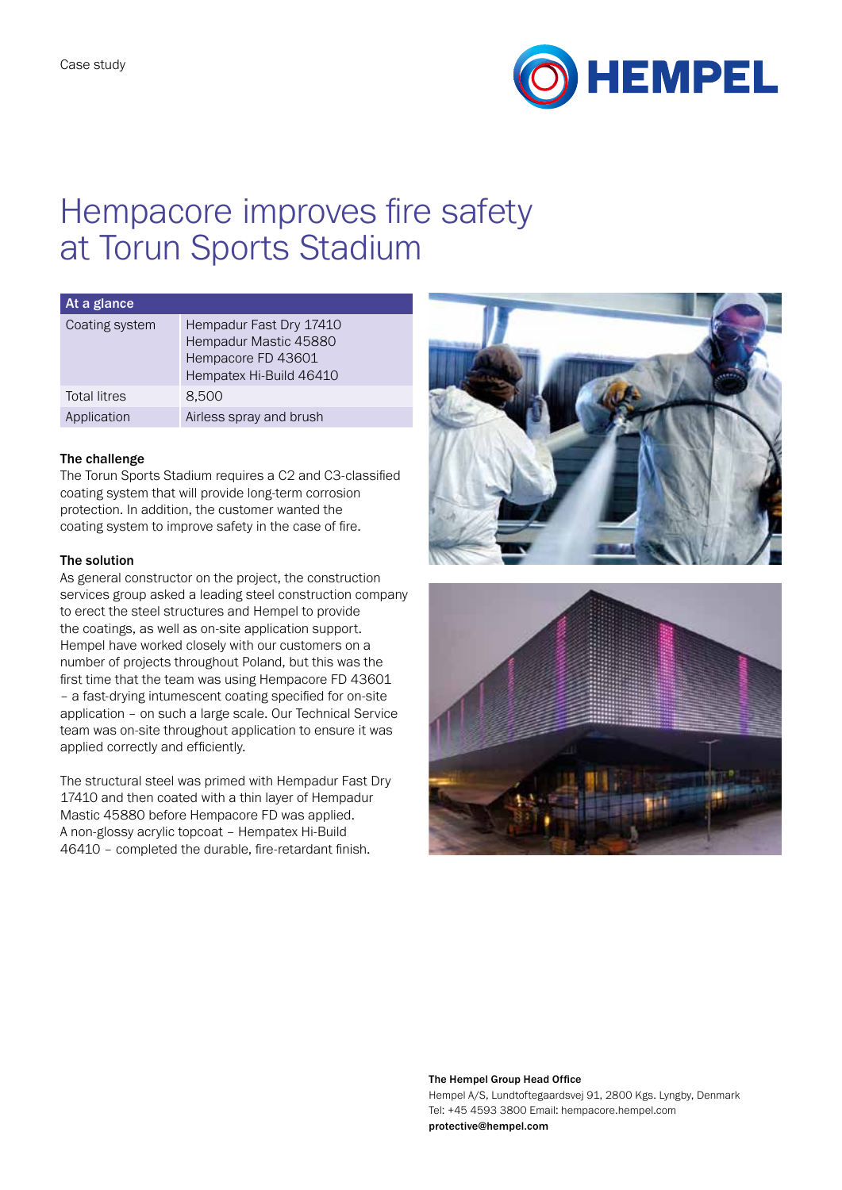Case study

# Hempacore improves fire safety at Torun Sports Stadium

| At a glance | |
|---|---|
| Coating system | Hempadur Fast Dry 17410<br>Hempadur Mastic 45880<br>Hempacore FD 43601<br>Hempatex Hi-Build 46410 |
| Total litres | 8,500 |
| Application | Airless spray and brush |

**The challenge**

The Torun Sports Stadium requires a C2 and C3-classified coating system that will provide long-term corrosion protection. In addition, the customer wanted the coating system to improve safety in the case of fire.

**The solution**

As general constructor on the project, the construction services group asked a leading steel construction company to erect the steel structures and Hempel to provide the coatings, as well as on-site application support. Hempel have worked closely with our customers on a number of projects throughout Poland, but this was the first time that the team was using Hempacore FD 43601 – a fast-drying intumescent coating specified for on-site application – on such a large scale. Our Technical Service team was on-site throughout application to ensure it was applied correctly and efficiently.

The structural steel was primed with Hempadur Fast Dry 17410 and then coated with a thin layer of Hempadur Mastic 45880 before Hempacore FD was applied. A non-glossy acrylic topcoat – Hempatex Hi-Build 46410 – completed the durable, fire-retardant finish.

**The Hempel Group Head Office**

Hempel A/S, Lundtoftegaardsvej 91, 2800 Kgs. Lyngby, Denmark
Tel: +45 4593 3800 Email: hempacore.hempel.com
**protective@hempel.com**